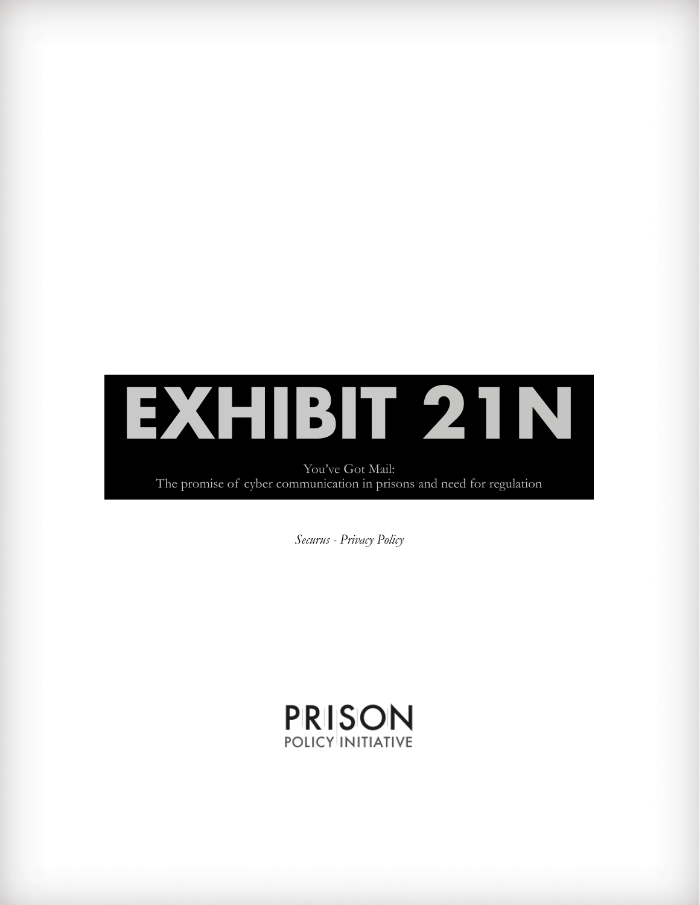# EXHIBIT 21N

You've Got Mail:
The promise of cyber communication in prisons and need for regulation

*Securus - Privacy Policy*

PRISON
POLICY INITIATIVE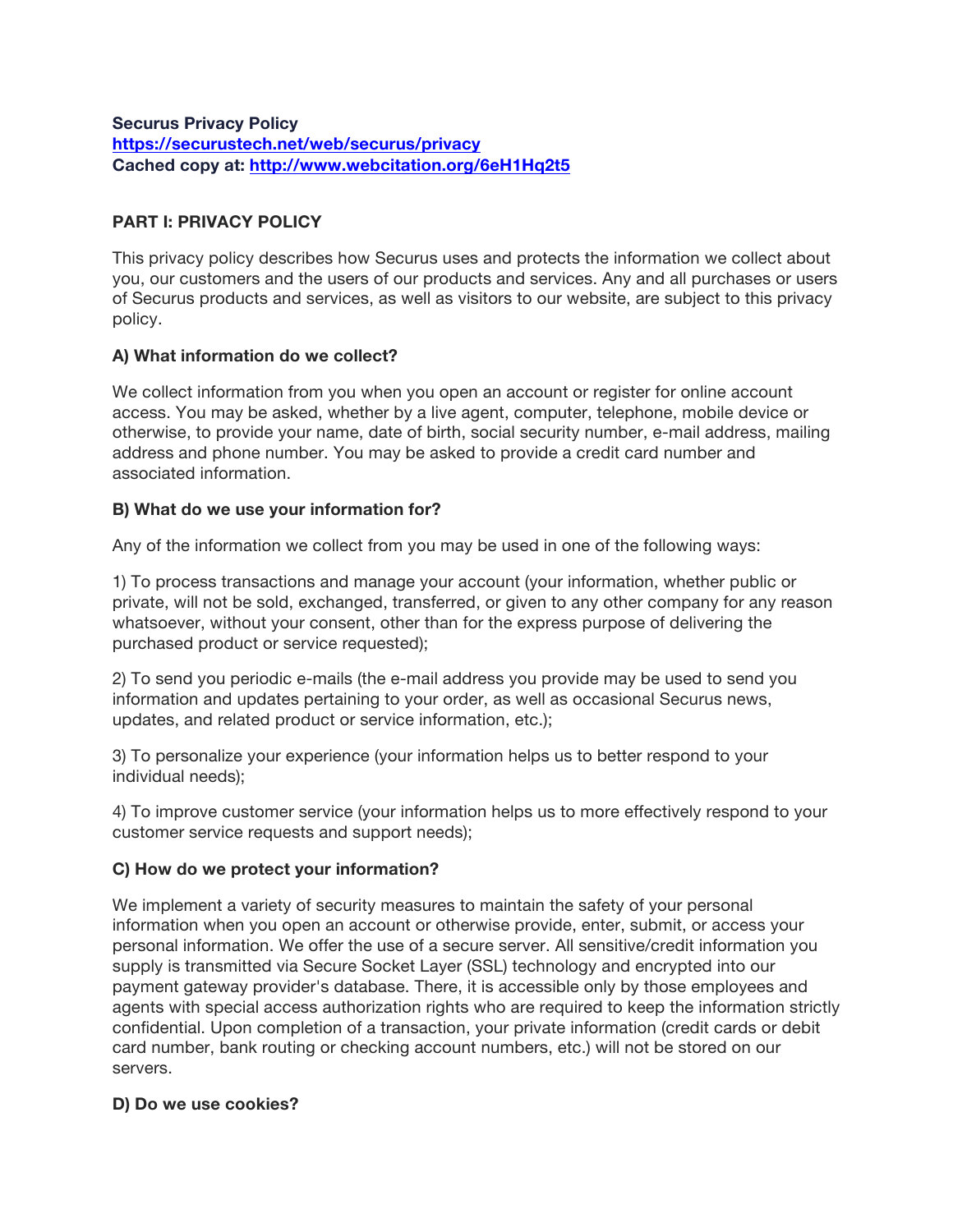**Securus Privacy Policy**
**https://securustech.net/web/securus/privacy**
**Cached copy at: http://www.webcitation.org/6eH1Hq2t5**

## PART I: PRIVACY POLICY

This privacy policy describes how Securus uses and protects the information we collect about you, our customers and the users of our products and services. Any and all purchases or users of Securus products and services, as well as visitors to our website, are subject to this privacy policy.

### A) What information do we collect?

We collect information from you when you open an account or register for online account access. You may be asked, whether by a live agent, computer, telephone, mobile device or otherwise, to provide your name, date of birth, social security number, e-mail address, mailing address and phone number. You may be asked to provide a credit card number and associated information.

### B) What do we use your information for?

Any of the information we collect from you may be used in one of the following ways:

1) To process transactions and manage your account (your information, whether public or private, will not be sold, exchanged, transferred, or given to any other company for any reason whatsoever, without your consent, other than for the express purpose of delivering the purchased product or service requested);

2) To send you periodic e-mails (the e-mail address you provide may be used to send you information and updates pertaining to your order, as well as occasional Securus news, updates, and related product or service information, etc.);

3) To personalize your experience (your information helps us to better respond to your individual needs);

4) To improve customer service (your information helps us to more effectively respond to your customer service requests and support needs);

### C) How do we protect your information?

We implement a variety of security measures to maintain the safety of your personal information when you open an account or otherwise provide, enter, submit, or access your personal information. We offer the use of a secure server. All sensitive/credit information you supply is transmitted via Secure Socket Layer (SSL) technology and encrypted into our payment gateway provider's database. There, it is accessible only by those employees and agents with special access authorization rights who are required to keep the information strictly confidential. Upon completion of a transaction, your private information (credit cards or debit card number, bank routing or checking account numbers, etc.) will not be stored on our servers.

### D) Do we use cookies?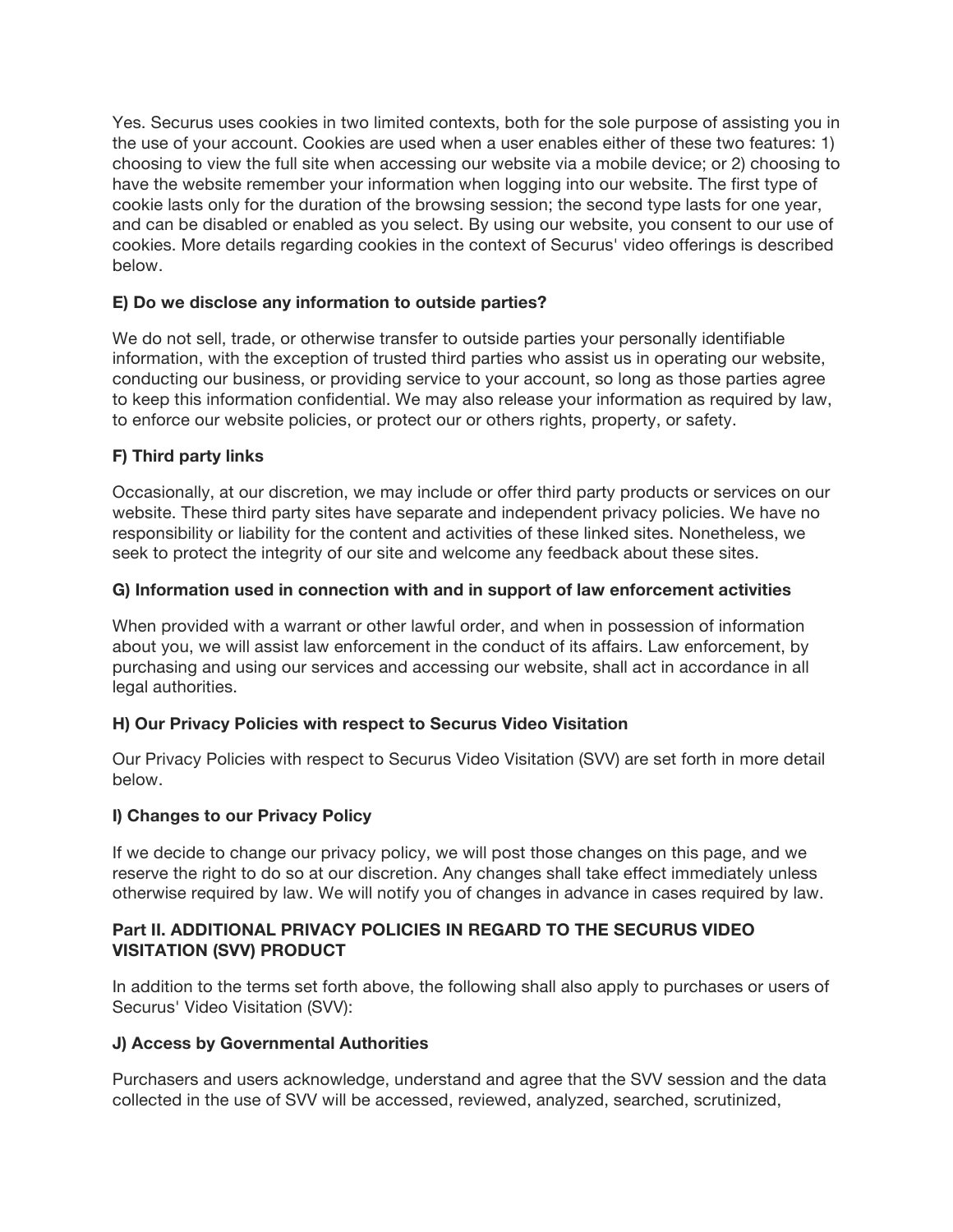Yes. Securus uses cookies in two limited contexts, both for the sole purpose of assisting you in the use of your account. Cookies are used when a user enables either of these two features: 1) choosing to view the full site when accessing our website via a mobile device; or 2) choosing to have the website remember your information when logging into our website. The first type of cookie lasts only for the duration of the browsing session; the second type lasts for one year, and can be disabled or enabled as you select. By using our website, you consent to our use of cookies. More details regarding cookies in the context of Securus' video offerings is described below.

**E) Do we disclose any information to outside parties?**

We do not sell, trade, or otherwise transfer to outside parties your personally identifiable information, with the exception of trusted third parties who assist us in operating our website, conducting our business, or providing service to your account, so long as those parties agree to keep this information confidential. We may also release your information as required by law, to enforce our website policies, or protect our or others rights, property, or safety.

**F) Third party links**

Occasionally, at our discretion, we may include or offer third party products or services on our website. These third party sites have separate and independent privacy policies. We have no responsibility or liability for the content and activities of these linked sites. Nonetheless, we seek to protect the integrity of our site and welcome any feedback about these sites.

**G) Information used in connection with and in support of law enforcement activities**

When provided with a warrant or other lawful order, and when in possession of information about you, we will assist law enforcement in the conduct of its affairs. Law enforcement, by purchasing and using our services and accessing our website, shall act in accordance in all legal authorities.

**H) Our Privacy Policies with respect to Securus Video Visitation**

Our Privacy Policies with respect to Securus Video Visitation (SVV) are set forth in more detail below.

**I) Changes to our Privacy Policy**

If we decide to change our privacy policy, we will post those changes on this page, and we reserve the right to do so at our discretion. Any changes shall take effect immediately unless otherwise required by law. We will notify you of changes in advance in cases required by law.

**Part II. ADDITIONAL PRIVACY POLICIES IN REGARD TO THE SECURUS VIDEO VISITATION (SVV) PRODUCT**

In addition to the terms set forth above, the following shall also apply to purchases or users of Securus' Video Visitation (SVV):

**J) Access by Governmental Authorities**

Purchasers and users acknowledge, understand and agree that the SVV session and the data collected in the use of SVV will be accessed, reviewed, analyzed, searched, scrutinized,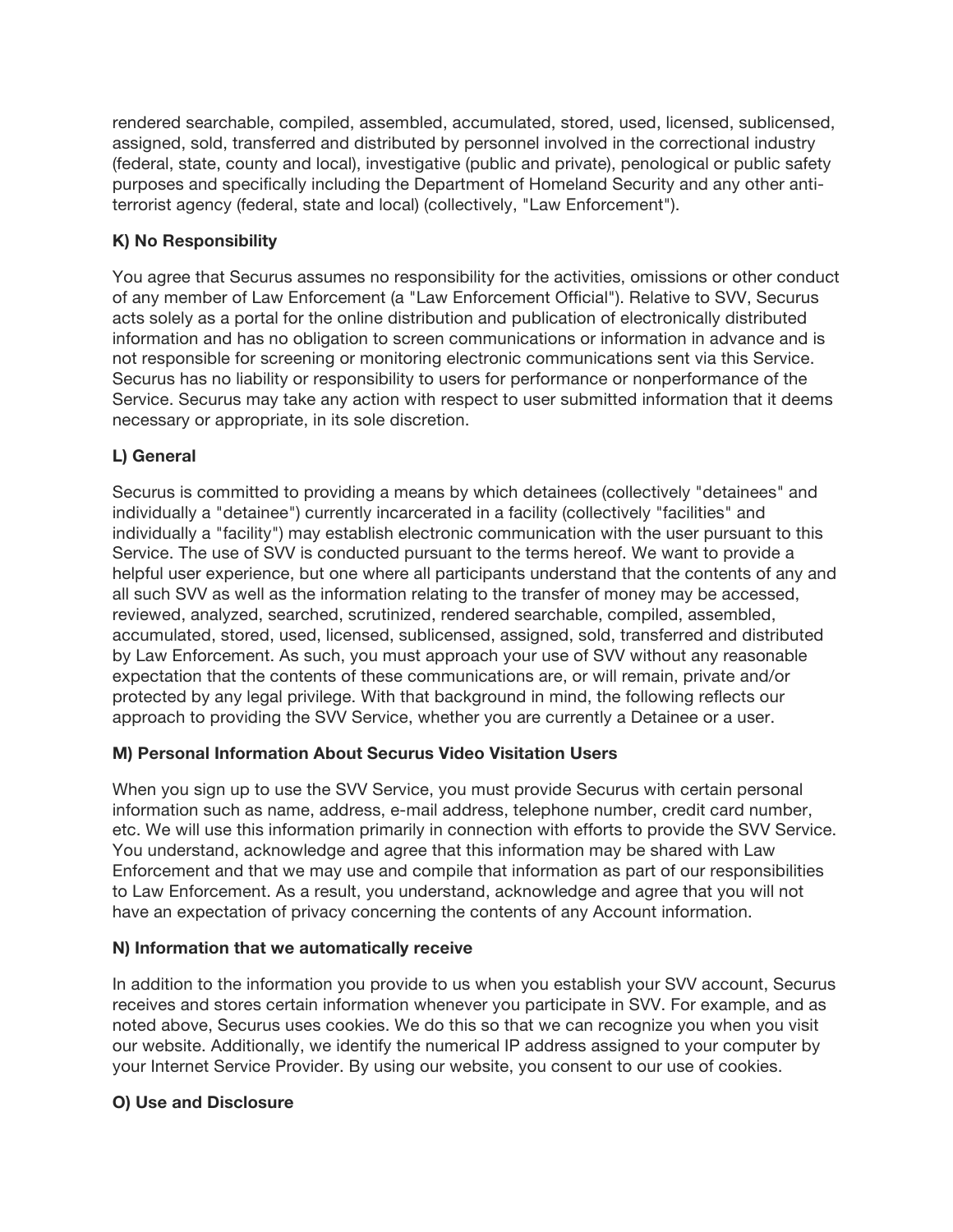rendered searchable, compiled, assembled, accumulated, stored, used, licensed, sublicensed, assigned, sold, transferred and distributed by personnel involved in the correctional industry (federal, state, county and local), investigative (public and private), penological or public safety purposes and specifically including the Department of Homeland Security and any other anti-terrorist agency (federal, state and local) (collectively, "Law Enforcement").

**K) No Responsibility**

You agree that Securus assumes no responsibility for the activities, omissions or other conduct of any member of Law Enforcement (a "Law Enforcement Official"). Relative to SVV, Securus acts solely as a portal for the online distribution and publication of electronically distributed information and has no obligation to screen communications or information in advance and is not responsible for screening or monitoring electronic communications sent via this Service. Securus has no liability or responsibility to users for performance or nonperformance of the Service. Securus may take any action with respect to user submitted information that it deems necessary or appropriate, in its sole discretion.

**L) General**

Securus is committed to providing a means by which detainees (collectively "detainees" and individually a "detainee") currently incarcerated in a facility (collectively "facilities" and individually a "facility") may establish electronic communication with the user pursuant to this Service. The use of SVV is conducted pursuant to the terms hereof. We want to provide a helpful user experience, but one where all participants understand that the contents of any and all such SVV as well as the information relating to the transfer of money may be accessed, reviewed, analyzed, searched, scrutinized, rendered searchable, compiled, assembled, accumulated, stored, used, licensed, sublicensed, assigned, sold, transferred and distributed by Law Enforcement. As such, you must approach your use of SVV without any reasonable expectation that the contents of these communications are, or will remain, private and/or protected by any legal privilege. With that background in mind, the following reflects our approach to providing the SVV Service, whether you are currently a Detainee or a user.

**M) Personal Information About Securus Video Visitation Users**

When you sign up to use the SVV Service, you must provide Securus with certain personal information such as name, address, e-mail address, telephone number, credit card number, etc. We will use this information primarily in connection with efforts to provide the SVV Service. You understand, acknowledge and agree that this information may be shared with Law Enforcement and that we may use and compile that information as part of our responsibilities to Law Enforcement. As a result, you understand, acknowledge and agree that you will not have an expectation of privacy concerning the contents of any Account information.

**N) Information that we automatically receive**

In addition to the information you provide to us when you establish your SVV account, Securus receives and stores certain information whenever you participate in SVV. For example, and as noted above, Securus uses cookies. We do this so that we can recognize you when you visit our website. Additionally, we identify the numerical IP address assigned to your computer by your Internet Service Provider. By using our website, you consent to our use of cookies.

**O) Use and Disclosure**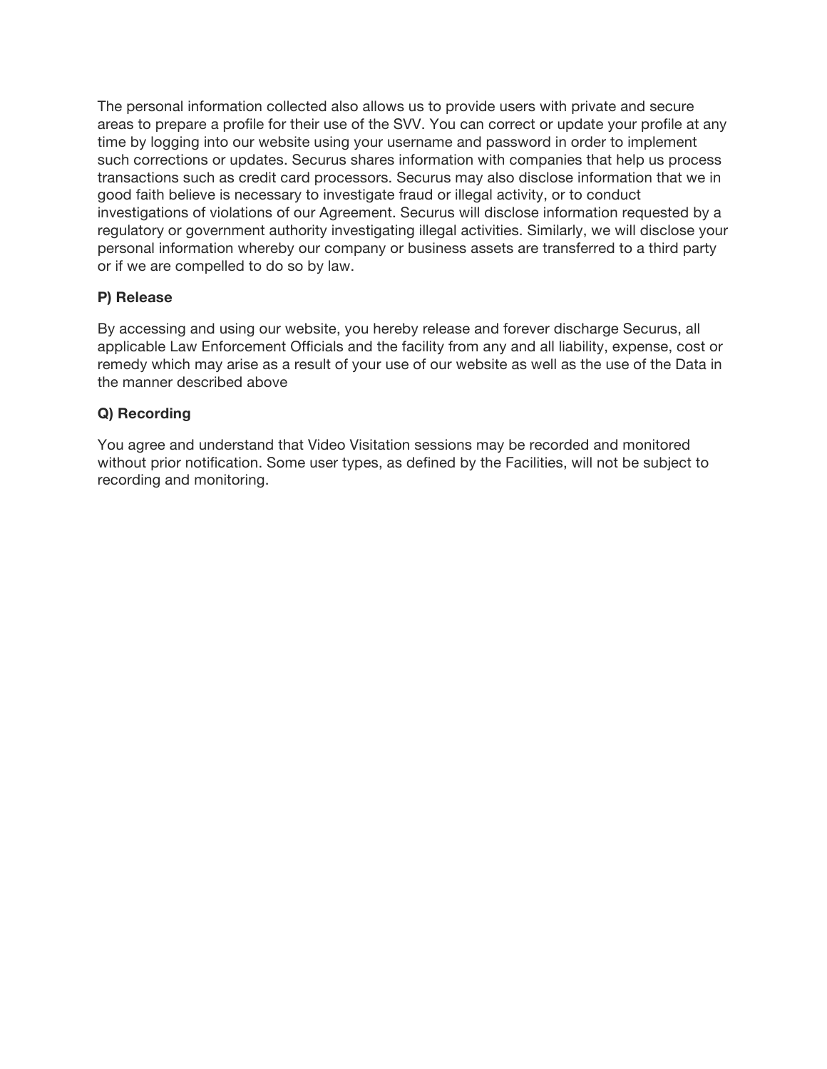The personal information collected also allows us to provide users with private and secure areas to prepare a profile for their use of the SVV. You can correct or update your profile at any time by logging into our website using your username and password in order to implement such corrections or updates. Securus shares information with companies that help us process transactions such as credit card processors. Securus may also disclose information that we in good faith believe is necessary to investigate fraud or illegal activity, or to conduct investigations of violations of our Agreement. Securus will disclose information requested by a regulatory or government authority investigating illegal activities. Similarly, we will disclose your personal information whereby our company or business assets are transferred to a third party or if we are compelled to do so by law.

**P) Release**

By accessing and using our website, you hereby release and forever discharge Securus, all applicable Law Enforcement Officials and the facility from any and all liability, expense, cost or remedy which may arise as a result of your use of our website as well as the use of the Data in the manner described above

**Q) Recording**

You agree and understand that Video Visitation sessions may be recorded and monitored without prior notification. Some user types, as defined by the Facilities, will not be subject to recording and monitoring.